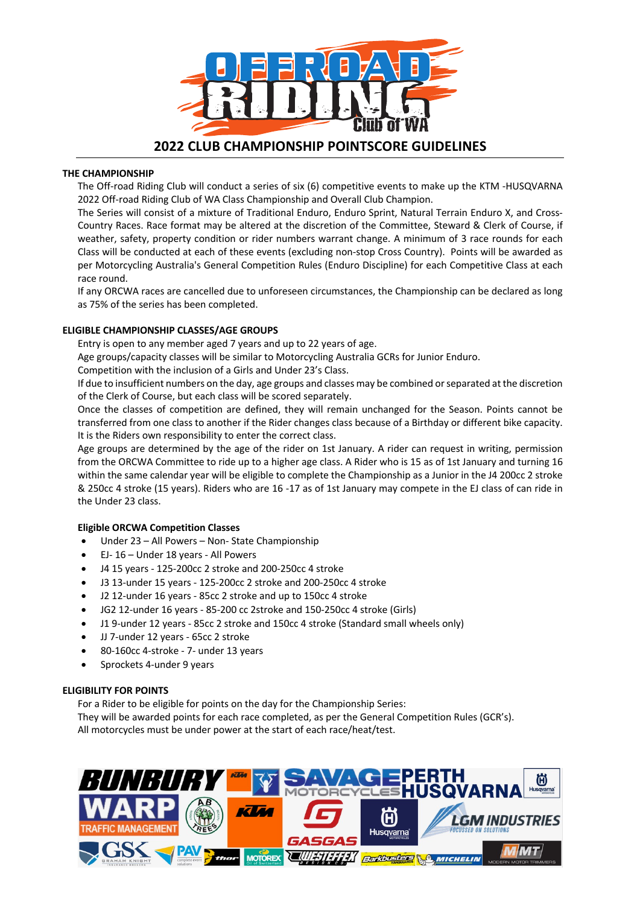# 2022 CLUB CHAMPIONSHIP POINTSCORE GUIDELINES

**THE CHAMPIONSHIP**

The Off-road Riding Club will conduct a series of six (6) competitive events to make up the KTM -HUSQVARNA 2022 Off-road Riding Club of WA Class Championship and Overall Club Champion.

The Series will consist of a mixture of Traditional Enduro, Enduro Sprint, Natural Terrain Enduro X, and Cross-Country Races. Race format may be altered at the discretion of the Committee, Steward & Clerk of Course, if weather, safety, property condition or rider numbers warrant change. A minimum of 3 race rounds for each Class will be conducted at each of these events (excluding non-stop Cross Country). Points will be awarded as per Motorcycling Australia's General Competition Rules (Enduro Discipline) for each Competitive Class at each race round.

If any ORCWA races are cancelled due to unforeseen circumstances, the Championship can be declared as long as 75% of the series has been completed.

**ELIGIBLE CHAMPIONSHIP CLASSES/AGE GROUPS**

Entry is open to any member aged 7 years and up to 22 years of age.

Age groups/capacity classes will be similar to Motorcycling Australia GCRs for Junior Enduro.

Competition with the inclusion of a Girls and Under 23's Class.

If due to insufficient numbers on the day, age groups and classes may be combined or separated at the discretion of the Clerk of Course, but each class will be scored separately.

Once the classes of competition are defined, they will remain unchanged for the Season. Points cannot be transferred from one class to another if the Rider changes class because of a Birthday or different bike capacity. It is the Riders own responsibility to enter the correct class.

Age groups are determined by the age of the rider on 1st January. A rider can request in writing, permission from the ORCWA Committee to ride up to a higher age class. A Rider who is 15 as of 1st January and turning 16 within the same calendar year will be eligible to complete the Championship as a Junior in the J4 200cc 2 stroke & 250cc 4 stroke (15 years). Riders who are 16 -17 as of 1st January may compete in the EJ class of can ride in the Under 23 class.

**Eligible ORCWA Competition Classes**

- Under 23 – All Powers – Non- State Championship
- EJ- 16 – Under 18 years - All Powers
- J4 15 years - 125-200cc 2 stroke and 200-250cc 4 stroke
- J3 13-under 15 years - 125-200cc 2 stroke and 200-250cc 4 stroke
- J2 12-under 16 years - 85cc 2 stroke and up to 150cc 4 stroke
- JG2 12-under 16 years - 85-200 cc 2stroke and 150-250cc 4 stroke (Girls)
- J1 9-under 12 years - 85cc 2 stroke and 150cc 4 stroke (Standard small wheels only)
- JJ 7-under 12 years - 65cc 2 stroke
- 80-160cc 4-stroke - 7- under 13 years
- Sprockets 4-under 9 years

**ELIGIBILITY FOR POINTS**

For a Rider to be eligible for points on the day for the Championship Series:

They will be awarded points for each race completed, as per the General Competition Rules (GCR's).

All motorcycles must be under power at the start of each race/heat/test.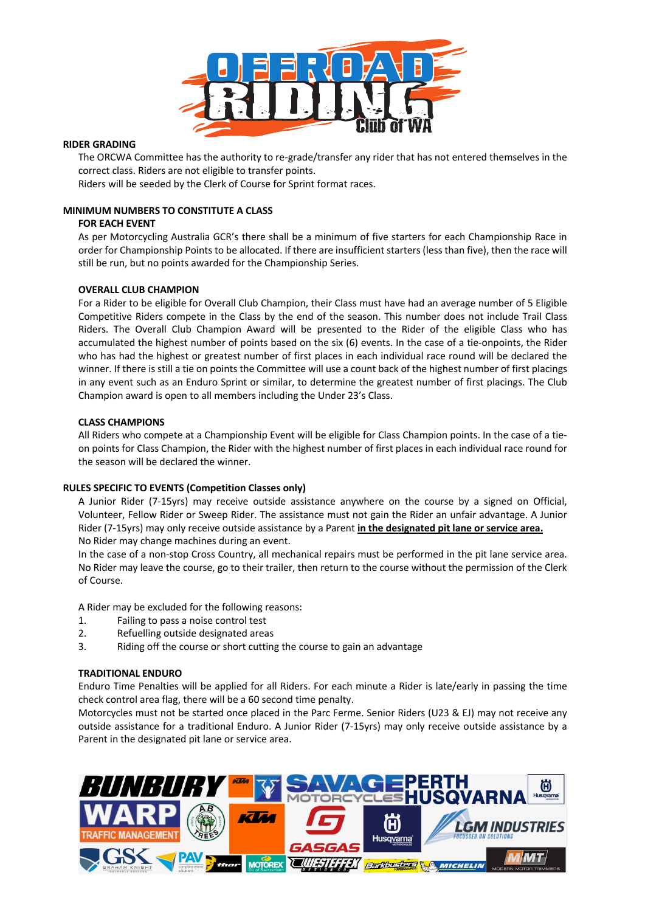## RIDER GRADING

The ORCWA Committee has the authority to re-grade/transfer any rider that has not entered themselves in the correct class. Riders are not eligible to transfer points.

Riders will be seeded by the Clerk of Course for Sprint format races.

## MINIMUM NUMBERS TO CONSTITUTE A CLASS

### FOR EACH EVENT

As per Motorcycling Australia GCR's there shall be a minimum of five starters for each Championship Race in order for Championship Points to be allocated. If there are insufficient starters (less than five), then the race will still be run, but no points awarded for the Championship Series.

### OVERALL CLUB CHAMPION

For a Rider to be eligible for Overall Club Champion, their Class must have had an average number of 5 Eligible Competitive Riders compete in the Class by the end of the season. This number does not include Trail Class Riders. The Overall Club Champion Award will be presented to the Rider of the eligible Class who has accumulated the highest number of points based on the six (6) events. In the case of a tie-onpoints, the Rider who has had the highest or greatest number of first places in each individual race round will be declared the winner. If there is still a tie on points the Committee will use a count back of the highest number of first placings in any event such as an Enduro Sprint or similar, to determine the greatest number of first placings. The Club Champion award is open to all members including the Under 23's Class.

### CLASS CHAMPIONS

All Riders who compete at a Championship Event will be eligible for Class Champion points. In the case of a tie-on points for Class Champion, the Rider with the highest number of first places in each individual race round for the season will be declared the winner.

## RULES SPECIFIC TO EVENTS (Competition Classes only)

A Junior Rider (7-15yrs) may receive outside assistance anywhere on the course by a signed on Official, Volunteer, Fellow Rider or Sweep Rider. The assistance must not gain the Rider an unfair advantage. A Junior Rider (7-15yrs) may only receive outside assistance by a Parent **in the designated pit lane or service area.**

No Rider may change machines during an event.

In the case of a non-stop Cross Country, all mechanical repairs must be performed in the pit lane service area. No Rider may leave the course, go to their trailer, then return to the course without the permission of the Clerk of Course.

A Rider may be excluded for the following reasons:

1. Failing to pass a noise control test
2. Refuelling outside designated areas
3. Riding off the course or short cutting the course to gain an advantage

### TRADITIONAL ENDURO

Enduro Time Penalties will be applied for all Riders. For each minute a Rider is late/early in passing the time check control area flag, there will be a 60 second time penalty.

Motorcycles must not be started once placed in the Parc Ferme. Senior Riders (U23 & EJ) may not receive any outside assistance for a traditional Enduro. A Junior Rider (7-15yrs) may only receive outside assistance by a Parent in the designated pit lane or service area.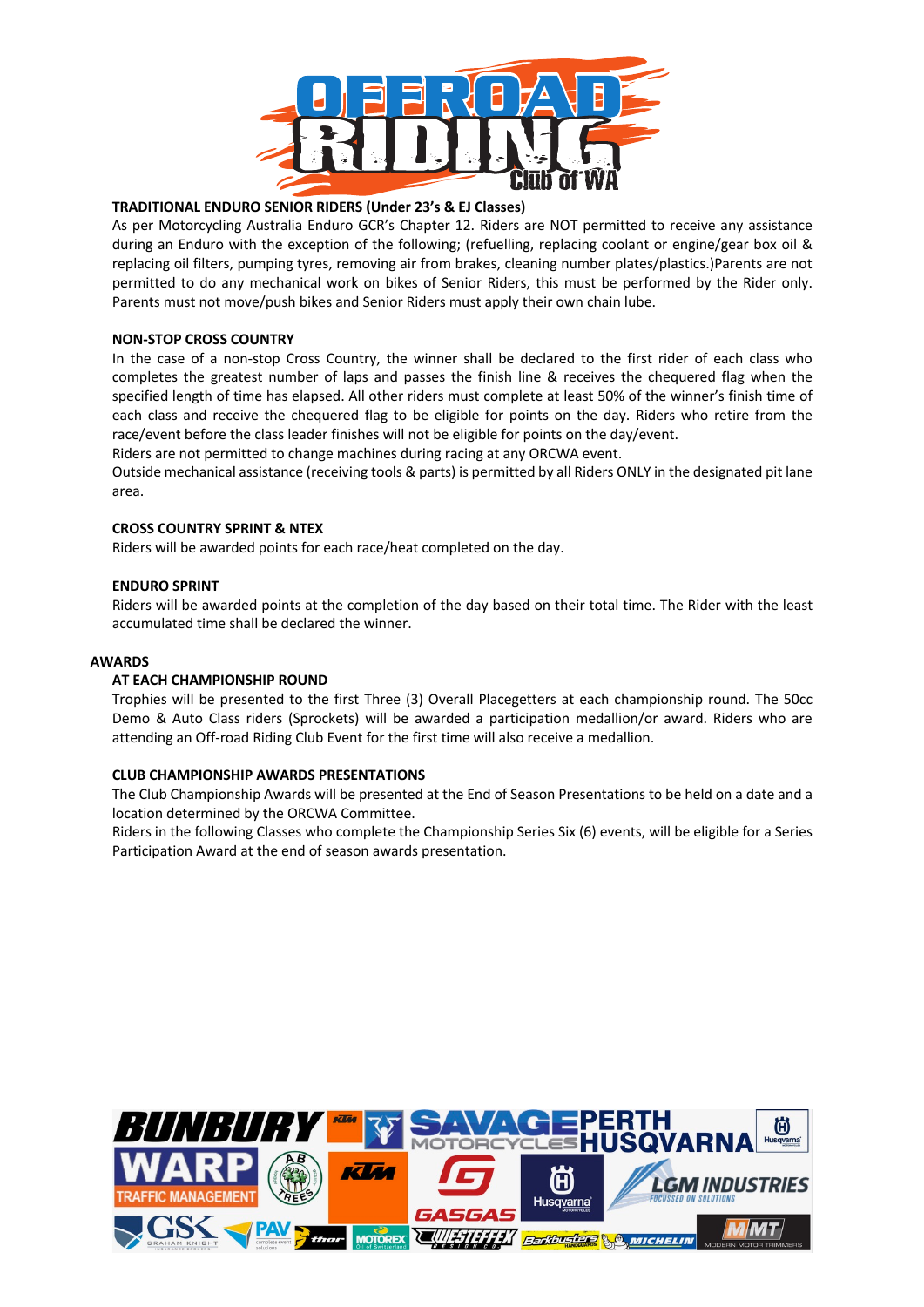### TRADITIONAL ENDURO SENIOR RIDERS (Under 23's & EJ Classes)

As per Motorcycling Australia Enduro GCR's Chapter 12. Riders are NOT permitted to receive any assistance during an Enduro with the exception of the following; (refuelling, replacing coolant or engine/gear box oil & replacing oil filters, pumping tyres, removing air from brakes, cleaning number plates/plastics.)Parents are not permitted to do any mechanical work on bikes of Senior Riders, this must be performed by the Rider only. Parents must not move/push bikes and Senior Riders must apply their own chain lube.

### NON-STOP CROSS COUNTRY

In the case of a non-stop Cross Country, the winner shall be declared to the first rider of each class who completes the greatest number of laps and passes the finish line & receives the chequered flag when the specified length of time has elapsed. All other riders must complete at least 50% of the winner's finish time of each class and receive the chequered flag to be eligible for points on the day. Riders who retire from the race/event before the class leader finishes will not be eligible for points on the day/event.

Riders are not permitted to change machines during racing at any ORCWA event.

Outside mechanical assistance (receiving tools & parts) is permitted by all Riders ONLY in the designated pit lane area.

### CROSS COUNTRY SPRINT & NTEX

Riders will be awarded points for each race/heat completed on the day.

### ENDURO SPRINT

Riders will be awarded points at the completion of the day based on their total time. The Rider with the least accumulated time shall be declared the winner.

## AWARDS

### AT EACH CHAMPIONSHIP ROUND

Trophies will be presented to the first Three (3) Overall Placegetters at each championship round. The 50cc Demo & Auto Class riders (Sprockets) will be awarded a participation medallion/or award. Riders who are attending an Off-road Riding Club Event for the first time will also receive a medallion.

### CLUB CHAMPIONSHIP AWARDS PRESENTATIONS

The Club Championship Awards will be presented at the End of Season Presentations to be held on a date and a location determined by the ORCWA Committee.

Riders in the following Classes who complete the Championship Series Six (6) events, will be eligible for a Series Participation Award at the end of season awards presentation.